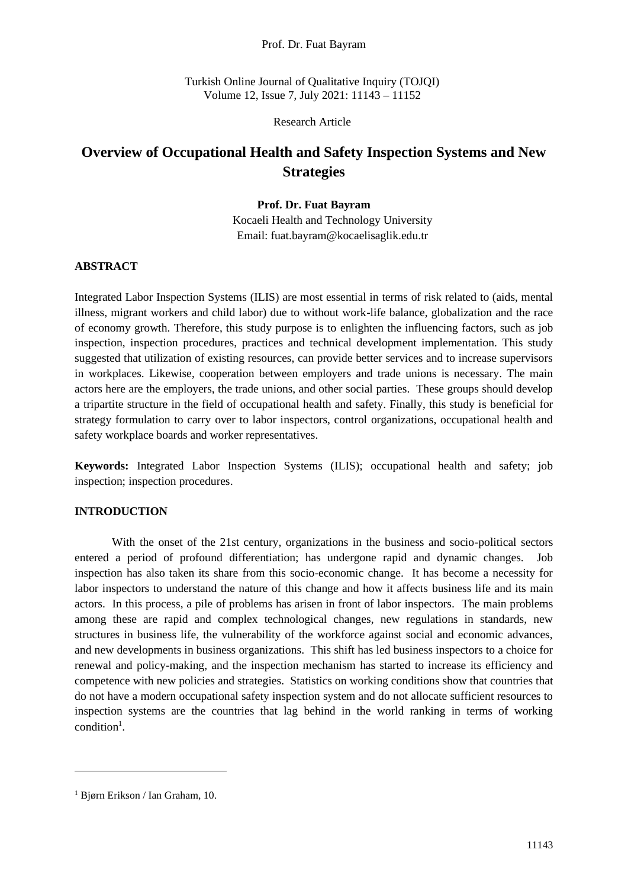Research Article

# Overview of Occupational Health and Safety Inspection Systems and New Strategies

**Prof. Dr. Fuat Bayram**

Kocaeli Health and Technology University

Email: fuat.bayram@kocaelisaglik.edu.tr

## ABSTRACT

Integrated Labor Inspection Systems (ILIS) are most essential in terms of risk related to (aids, mental illness, migrant workers and child labor) due to without work-life balance, globalization and the race of economy growth. Therefore, this study purpose is to enlighten the influencing factors, such as job inspection, inspection procedures, practices and technical development implementation. This study suggested that utilization of existing resources, can provide better services and to increase supervisors in workplaces. Likewise, cooperation between employers and trade unions is necessary. The main actors here are the employers, the trade unions, and other social parties. These groups should develop a tripartite structure in the field of occupational health and safety. Finally, this study is beneficial for strategy formulation to carry over to labor inspectors, control organizations, occupational health and safety workplace boards and worker representatives.

**Keywords:** Integrated Labor Inspection Systems (ILIS); occupational health and safety; job inspection; inspection procedures.

## INTRODUCTION

With the onset of the 21st century, organizations in the business and socio-political sectors entered a period of profound differentiation; has undergone rapid and dynamic changes. Job inspection has also taken its share from this socio-economic change. It has become a necessity for labor inspectors to understand the nature of this change and how it affects business life and its main actors. In this process, a pile of problems has arisen in front of labor inspectors. The main problems among these are rapid and complex technological changes, new regulations in standards, new structures in business life, the vulnerability of the workforce against social and economic advances, and new developments in business organizations. This shift has led business inspectors to a choice for renewal and policy-making, and the inspection mechanism has started to increase its efficiency and competence with new policies and strategies. Statistics on working conditions show that countries that do not have a modern occupational safety inspection system and do not allocate sufficient resources to inspection systems are the countries that lag behind in the world ranking in terms of working condition[1].

---

[1] Bjørn Erikson / Ian Graham, 10.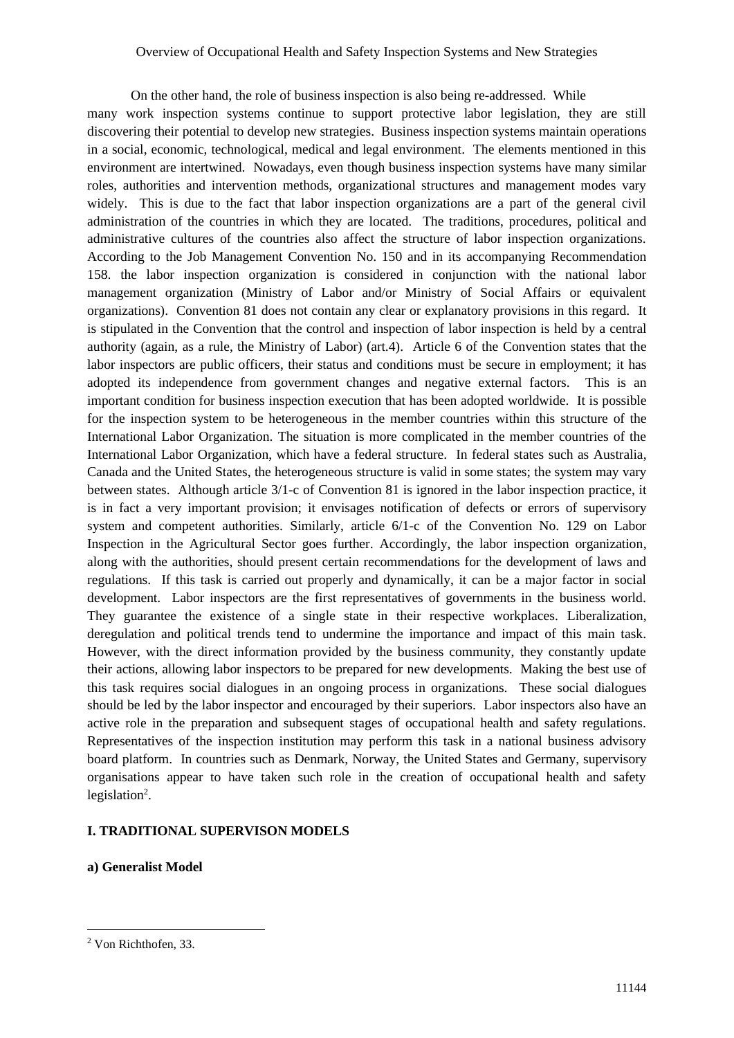On the other hand, the role of business inspection is also being re-addressed. While many work inspection systems continue to support protective labor legislation, they are still discovering their potential to develop new strategies. Business inspection systems maintain operations in a social, economic, technological, medical and legal environment. The elements mentioned in this environment are intertwined. Nowadays, even though business inspection systems have many similar roles, authorities and intervention methods, organizational structures and management modes vary widely. This is due to the fact that labor inspection organizations are a part of the general civil administration of the countries in which they are located. The traditions, procedures, political and administrative cultures of the countries also affect the structure of labor inspection organizations. According to the Job Management Convention No. 150 and in its accompanying Recommendation 158. the labor inspection organization is considered in conjunction with the national labor management organization (Ministry of Labor and/or Ministry of Social Affairs or equivalent organizations). Convention 81 does not contain any clear or explanatory provisions in this regard. It is stipulated in the Convention that the control and inspection of labor inspection is held by a central authority (again, as a rule, the Ministry of Labor) (art.4). Article 6 of the Convention states that the labor inspectors are public officers, their status and conditions must be secure in employment; it has adopted its independence from government changes and negative external factors. This is an important condition for business inspection execution that has been adopted worldwide. It is possible for the inspection system to be heterogeneous in the member countries within this structure of the International Labor Organization. The situation is more complicated in the member countries of the International Labor Organization, which have a federal structure. In federal states such as Australia, Canada and the United States, the heterogeneous structure is valid in some states; the system may vary between states. Although article 3/1-c of Convention 81 is ignored in the labor inspection practice, it is in fact a very important provision; it envisages notification of defects or errors of supervisory system and competent authorities. Similarly, article 6/1-c of the Convention No. 129 on Labor Inspection in the Agricultural Sector goes further. Accordingly, the labor inspection organization, along with the authorities, should present certain recommendations for the development of laws and regulations. If this task is carried out properly and dynamically, it can be a major factor in social development. Labor inspectors are the first representatives of governments in the business world. They guarantee the existence of a single state in their respective workplaces. Liberalization, deregulation and political trends tend to undermine the importance and impact of this main task. However, with the direct information provided by the business community, they constantly update their actions, allowing labor inspectors to be prepared for new developments. Making the best use of this task requires social dialogues in an ongoing process in organizations. These social dialogues should be led by the labor inspector and encouraged by their superiors. Labor inspectors also have an active role in the preparation and subsequent stages of occupational health and safety regulations. Representatives of the inspection institution may perform this task in a national business advisory board platform. In countries such as Denmark, Norway, the United States and Germany, supervisory organisations appear to have taken such role in the creation of occupational health and safety legislation[2].

## I. TRADITIONAL SUPERVISON MODELS

### a) Generalist Model

[2] Von Richthofen, 33.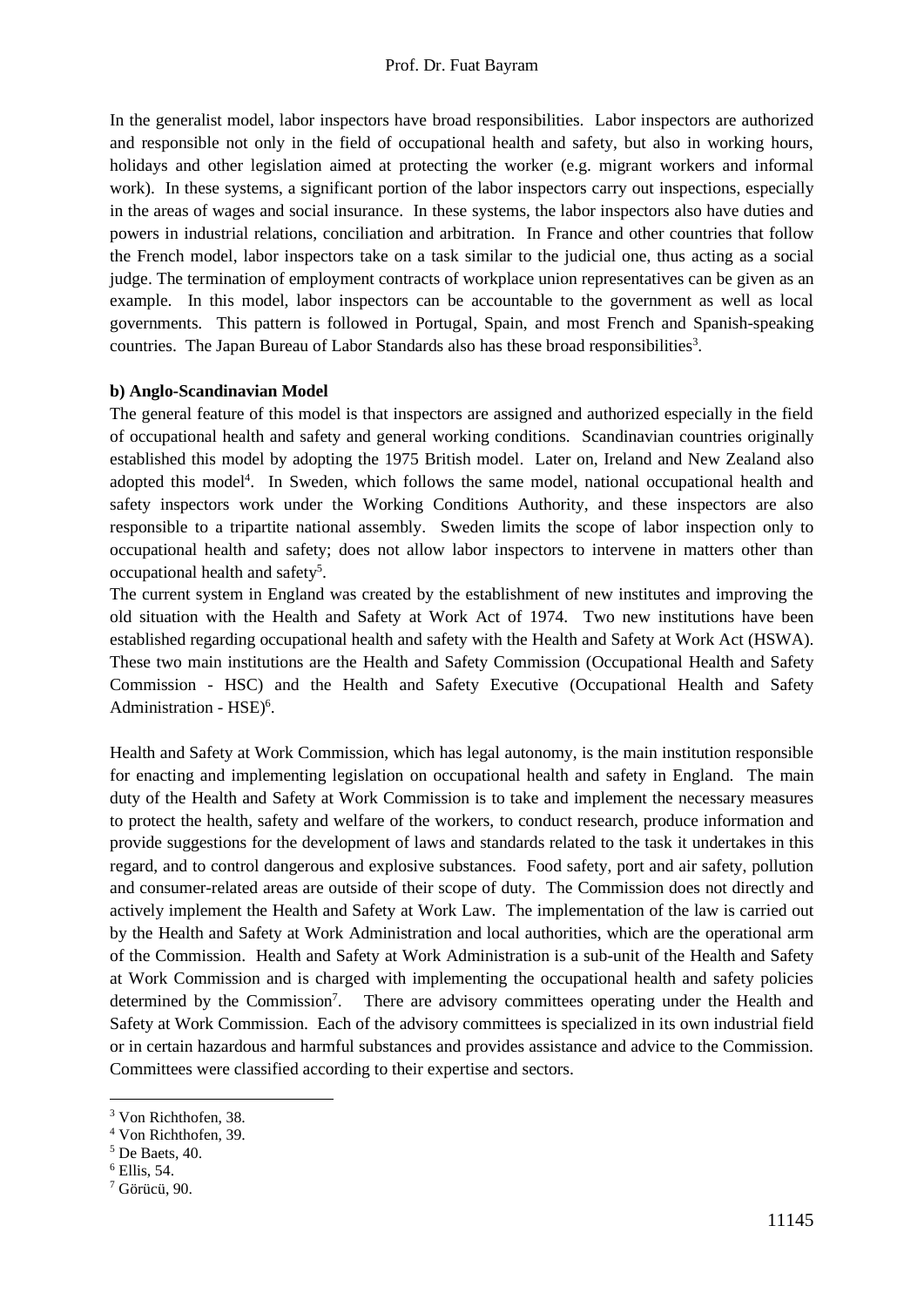In the generalist model, labor inspectors have broad responsibilities. Labor inspectors are authorized and responsible not only in the field of occupational health and safety, but also in working hours, holidays and other legislation aimed at protecting the worker (e.g. migrant workers and informal work). In these systems, a significant portion of the labor inspectors carry out inspections, especially in the areas of wages and social insurance. In these systems, the labor inspectors also have duties and powers in industrial relations, conciliation and arbitration. In France and other countries that follow the French model, labor inspectors take on a task similar to the judicial one, thus acting as a social judge. The termination of employment contracts of workplace union representatives can be given as an example. In this model, labor inspectors can be accountable to the government as well as local governments. This pattern is followed in Portugal, Spain, and most French and Spanish-speaking countries. The Japan Bureau of Labor Standards also has these broad responsibilities[3].

**b) Anglo-Scandinavian Model**

The general feature of this model is that inspectors are assigned and authorized especially in the field of occupational health and safety and general working conditions. Scandinavian countries originally established this model by adopting the 1975 British model. Later on, Ireland and New Zealand also adopted this model[4]. In Sweden, which follows the same model, national occupational health and safety inspectors work under the Working Conditions Authority, and these inspectors are also responsible to a tripartite national assembly. Sweden limits the scope of labor inspection only to occupational health and safety; does not allow labor inspectors to intervene in matters other than occupational health and safety[5].

The current system in England was created by the establishment of new institutes and improving the old situation with the Health and Safety at Work Act of 1974. Two new institutions have been established regarding occupational health and safety with the Health and Safety at Work Act (HSWA). These two main institutions are the Health and Safety Commission (Occupational Health and Safety Commission - HSC) and the Health and Safety Executive (Occupational Health and Safety Administration - HSE)[6].

Health and Safety at Work Commission, which has legal autonomy, is the main institution responsible for enacting and implementing legislation on occupational health and safety in England. The main duty of the Health and Safety at Work Commission is to take and implement the necessary measures to protect the health, safety and welfare of the workers, to conduct research, produce information and provide suggestions for the development of laws and standards related to the task it undertakes in this regard, and to control dangerous and explosive substances. Food safety, port and air safety, pollution and consumer-related areas are outside of their scope of duty. The Commission does not directly and actively implement the Health and Safety at Work Law. The implementation of the law is carried out by the Health and Safety at Work Administration and local authorities, which are the operational arm of the Commission. Health and Safety at Work Administration is a sub-unit of the Health and Safety at Work Commission and is charged with implementing the occupational health and safety policies determined by the Commission[7]. There are advisory committees operating under the Health and Safety at Work Commission. Each of the advisory committees is specialized in its own industrial field or in certain hazardous and harmful substances and provides assistance and advice to the Commission. Committees were classified according to their expertise and sectors.

---

[3] Von Richthofen, 38.
[4] Von Richthofen, 39.
[5] De Baets, 40.
[6] Ellis, 54.
[7] Görücü, 90.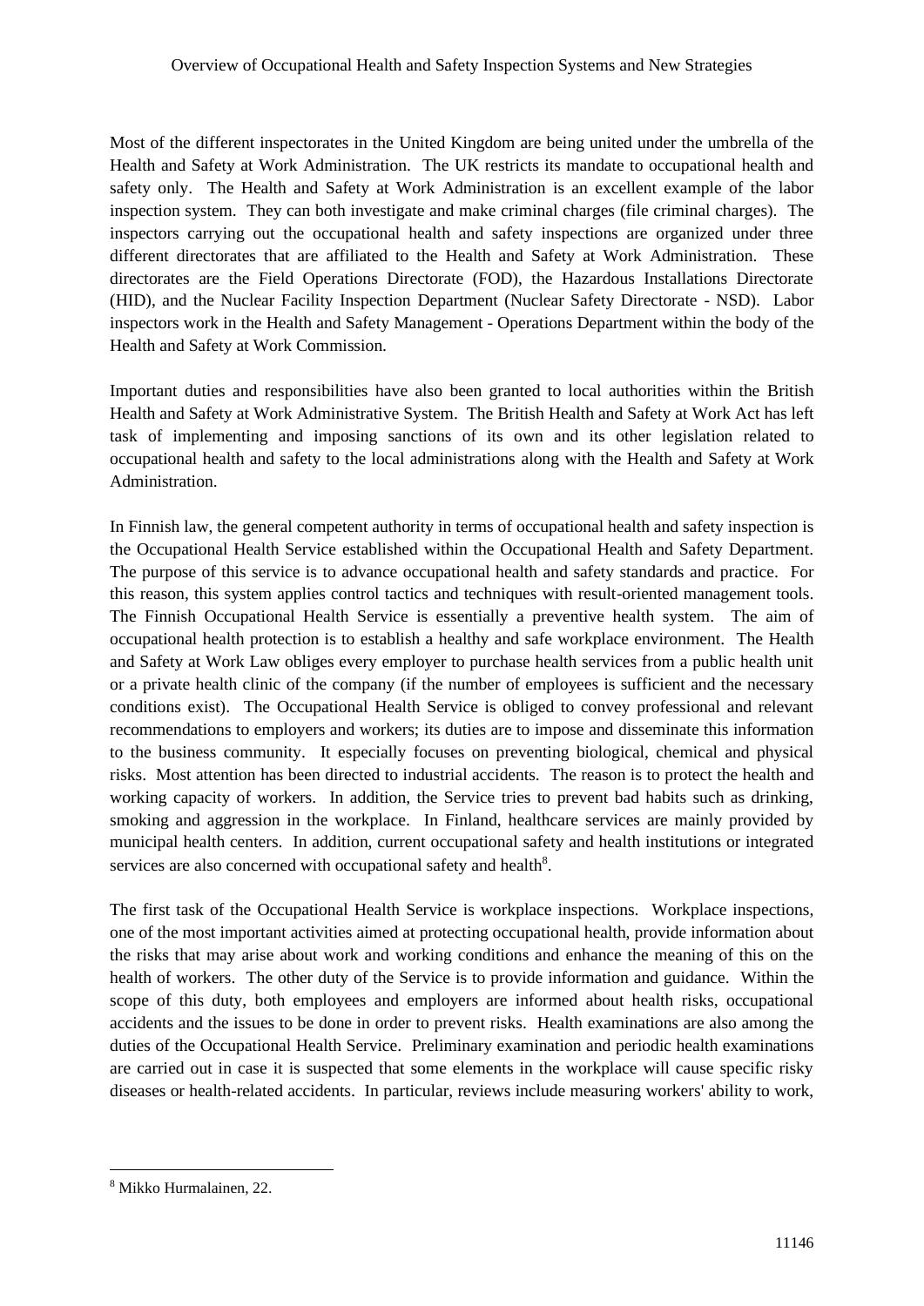Most of the different inspectorates in the United Kingdom are being united under the umbrella of the Health and Safety at Work Administration. The UK restricts its mandate to occupational health and safety only. The Health and Safety at Work Administration is an excellent example of the labor inspection system. They can both investigate and make criminal charges (file criminal charges). The inspectors carrying out the occupational health and safety inspections are organized under three different directorates that are affiliated to the Health and Safety at Work Administration. These directorates are the Field Operations Directorate (FOD), the Hazardous Installations Directorate (HID), and the Nuclear Facility Inspection Department (Nuclear Safety Directorate - NSD). Labor inspectors work in the Health and Safety Management - Operations Department within the body of the Health and Safety at Work Commission.

Important duties and responsibilities have also been granted to local authorities within the British Health and Safety at Work Administrative System. The British Health and Safety at Work Act has left task of implementing and imposing sanctions of its own and its other legislation related to occupational health and safety to the local administrations along with the Health and Safety at Work Administration.

In Finnish law, the general competent authority in terms of occupational health and safety inspection is the Occupational Health Service established within the Occupational Health and Safety Department. The purpose of this service is to advance occupational health and safety standards and practice. For this reason, this system applies control tactics and techniques with result-oriented management tools. The Finnish Occupational Health Service is essentially a preventive health system. The aim of occupational health protection is to establish a healthy and safe workplace environment. The Health and Safety at Work Law obliges every employer to purchase health services from a public health unit or a private health clinic of the company (if the number of employees is sufficient and the necessary conditions exist). The Occupational Health Service is obliged to convey professional and relevant recommendations to employers and workers; its duties are to impose and disseminate this information to the business community. It especially focuses on preventing biological, chemical and physical risks. Most attention has been directed to industrial accidents. The reason is to protect the health and working capacity of workers. In addition, the Service tries to prevent bad habits such as drinking, smoking and aggression in the workplace. In Finland, healthcare services are mainly provided by municipal health centers. In addition, current occupational safety and health institutions or integrated services are also concerned with occupational safety and health[8].

The first task of the Occupational Health Service is workplace inspections. Workplace inspections, one of the most important activities aimed at protecting occupational health, provide information about the risks that may arise about work and working conditions and enhance the meaning of this on the health of workers. The other duty of the Service is to provide information and guidance. Within the scope of this duty, both employees and employers are informed about health risks, occupational accidents and the issues to be done in order to prevent risks. Health examinations are also among the duties of the Occupational Health Service. Preliminary examination and periodic health examinations are carried out in case it is suspected that some elements in the workplace will cause specific risky diseases or health-related accidents. In particular, reviews include measuring workers' ability to work,

---

[8] Mikko Hurmalainen, 22.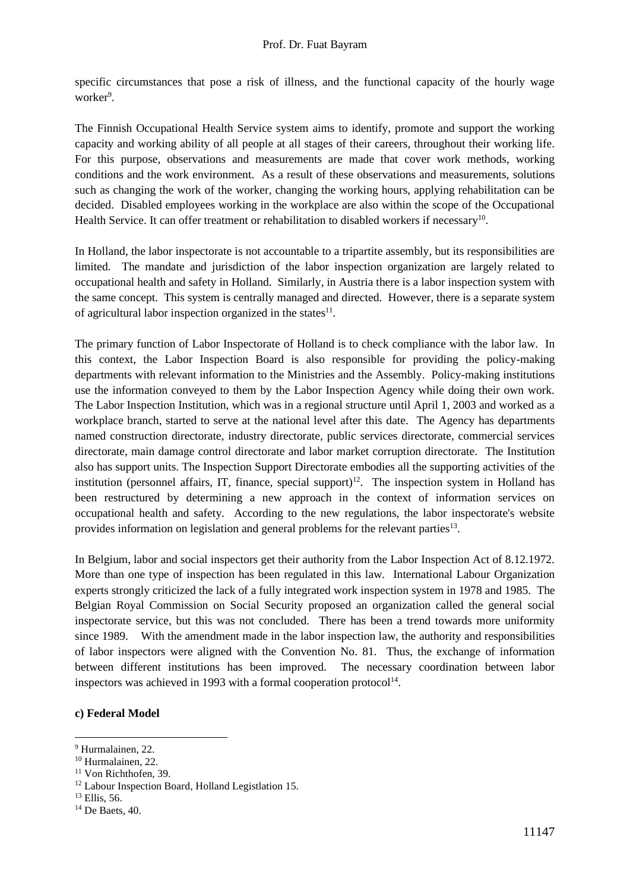specific circumstances that pose a risk of illness, and the functional capacity of the hourly wage worker[9].

The Finnish Occupational Health Service system aims to identify, promote and support the working capacity and working ability of all people at all stages of their careers, throughout their working life. For this purpose, observations and measurements are made that cover work methods, working conditions and the work environment. As a result of these observations and measurements, solutions such as changing the work of the worker, changing the working hours, applying rehabilitation can be decided. Disabled employees working in the workplace are also within the scope of the Occupational Health Service. It can offer treatment or rehabilitation to disabled workers if necessary[10].

In Holland, the labor inspectorate is not accountable to a tripartite assembly, but its responsibilities are limited. The mandate and jurisdiction of the labor inspection organization are largely related to occupational health and safety in Holland. Similarly, in Austria there is a labor inspection system with the same concept. This system is centrally managed and directed. However, there is a separate system of agricultural labor inspection organized in the states[11].

The primary function of Labor Inspectorate of Holland is to check compliance with the labor law. In this context, the Labor Inspection Board is also responsible for providing the policy-making departments with relevant information to the Ministries and the Assembly. Policy-making institutions use the information conveyed to them by the Labor Inspection Agency while doing their own work. The Labor Inspection Institution, which was in a regional structure until April 1, 2003 and worked as a workplace branch, started to serve at the national level after this date. The Agency has departments named construction directorate, industry directorate, public services directorate, commercial services directorate, main damage control directorate and labor market corruption directorate. The Institution also has support units. The Inspection Support Directorate embodies all the supporting activities of the institution (personnel affairs, IT, finance, special support)[12]. The inspection system in Holland has been restructured by determining a new approach in the context of information services on occupational health and safety. According to the new regulations, the labor inspectorate's website provides information on legislation and general problems for the relevant parties[13].

In Belgium, labor and social inspectors get their authority from the Labor Inspection Act of 8.12.1972. More than one type of inspection has been regulated in this law. International Labour Organization experts strongly criticized the lack of a fully integrated work inspection system in 1978 and 1985. The Belgian Royal Commission on Social Security proposed an organization called the general social inspectorate service, but this was not concluded. There has been a trend towards more uniformity since 1989. With the amendment made in the labor inspection law, the authority and responsibilities of labor inspectors were aligned with the Convention No. 81. Thus, the exchange of information between different institutions has been improved. The necessary coordination between labor inspectors was achieved in 1993 with a formal cooperation protocol[14].

**c) Federal Model**

---

[9] Hurmalainen, 22.
[10] Hurmalainen, 22.
[11] Von Richthofen, 39.
[12] Labour Inspection Board, Holland Legistlation 15.
[13] Ellis, 56.
[14] De Baets, 40.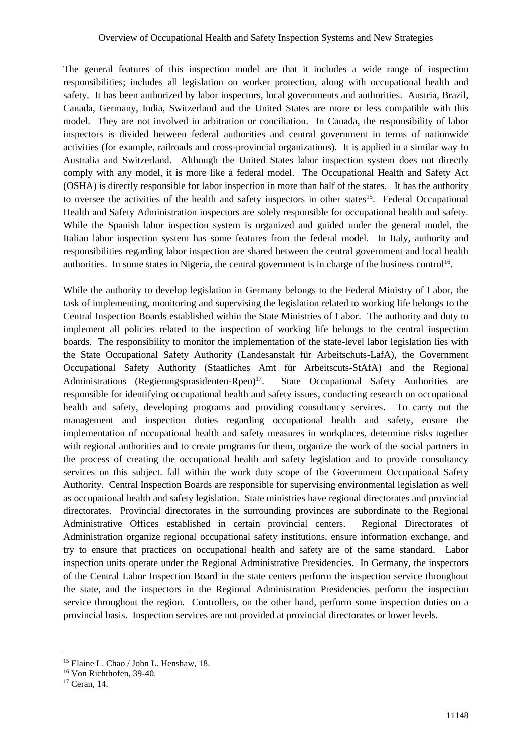The general features of this inspection model are that it includes a wide range of inspection responsibilities; includes all legislation on worker protection, along with occupational health and safety. It has been authorized by labor inspectors, local governments and authorities. Austria, Brazil, Canada, Germany, India, Switzerland and the United States are more or less compatible with this model. They are not involved in arbitration or conciliation. In Canada, the responsibility of labor inspectors is divided between federal authorities and central government in terms of nationwide activities (for example, railroads and cross-provincial organizations). It is applied in a similar way In Australia and Switzerland. Although the United States labor inspection system does not directly comply with any model, it is more like a federal model. The Occupational Health and Safety Act (OSHA) is directly responsible for labor inspection in more than half of the states. It has the authority to oversee the activities of the health and safety inspectors in other states[15]. Federal Occupational Health and Safety Administration inspectors are solely responsible for occupational health and safety. While the Spanish labor inspection system is organized and guided under the general model, the Italian labor inspection system has some features from the federal model. In Italy, authority and responsibilities regarding labor inspection are shared between the central government and local health authorities. In some states in Nigeria, the central government is in charge of the business control[16].

While the authority to develop legislation in Germany belongs to the Federal Ministry of Labor, the task of implementing, monitoring and supervising the legislation related to working life belongs to the Central Inspection Boards established within the State Ministries of Labor. The authority and duty to implement all policies related to the inspection of working life belongs to the central inspection boards. The responsibility to monitor the implementation of the state-level labor legislation lies with the State Occupational Safety Authority (Landesanstalt für Arbeitschuts-LafA), the Government Occupational Safety Authority (Staatliches Amt für Arbeitscuts-StAfA) and the Regional Administrations (Regierungsprasidenten-Rpen)[17]. State Occupational Safety Authorities are responsible for identifying occupational health and safety issues, conducting research on occupational health and safety, developing programs and providing consultancy services. To carry out the management and inspection duties regarding occupational health and safety, ensure the implementation of occupational health and safety measures in workplaces, determine risks together with regional authorities and to create programs for them, organize the work of the social partners in the process of creating the occupational health and safety legislation and to provide consultancy services on this subject. fall within the work duty scope of the Government Occupational Safety Authority. Central Inspection Boards are responsible for supervising environmental legislation as well as occupational health and safety legislation. State ministries have regional directorates and provincial directorates. Provincial directorates in the surrounding provinces are subordinate to the Regional Administrative Offices established in certain provincial centers. Regional Directorates of Administration organize regional occupational safety institutions, ensure information exchange, and try to ensure that practices on occupational health and safety are of the same standard. Labor inspection units operate under the Regional Administrative Presidencies. In Germany, the inspectors of the Central Labor Inspection Board in the state centers perform the inspection service throughout the state, and the inspectors in the Regional Administration Presidencies perform the inspection service throughout the region. Controllers, on the other hand, perform some inspection duties on a provincial basis. Inspection services are not provided at provincial directorates or lower levels.

---

[15] Elaine L. Chao / John L. Henshaw, 18.

[16] Von Richthofen, 39-40.

[17] Ceran, 14.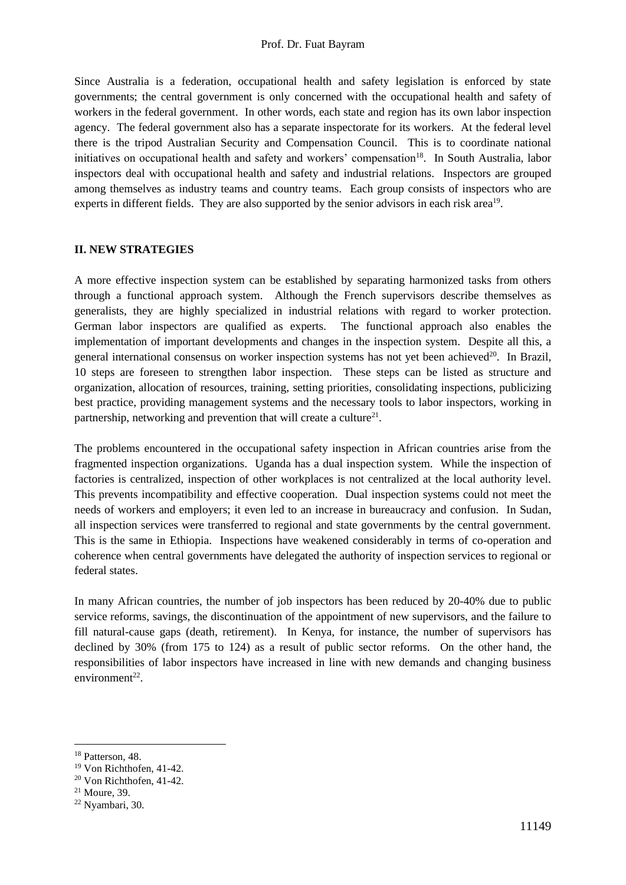Since Australia is a federation, occupational health and safety legislation is enforced by state governments; the central government is only concerned with the occupational health and safety of workers in the federal government. In other words, each state and region has its own labor inspection agency. The federal government also has a separate inspectorate for its workers. At the federal level there is the tripod Australian Security and Compensation Council. This is to coordinate national initiatives on occupational health and safety and workers' compensation[18]. In South Australia, labor inspectors deal with occupational health and safety and industrial relations. Inspectors are grouped among themselves as industry teams and country teams. Each group consists of inspectors who are experts in different fields. They are also supported by the senior advisors in each risk area[19].

## II. NEW STRATEGIES

A more effective inspection system can be established by separating harmonized tasks from others through a functional approach system. Although the French supervisors describe themselves as generalists, they are highly specialized in industrial relations with regard to worker protection. German labor inspectors are qualified as experts. The functional approach also enables the implementation of important developments and changes in the inspection system. Despite all this, a general international consensus on worker inspection systems has not yet been achieved[20]. In Brazil, 10 steps are foreseen to strengthen labor inspection. These steps can be listed as structure and organization, allocation of resources, training, setting priorities, consolidating inspections, publicizing best practice, providing management systems and the necessary tools to labor inspectors, working in partnership, networking and prevention that will create a culture[21].

The problems encountered in the occupational safety inspection in African countries arise from the fragmented inspection organizations. Uganda has a dual inspection system. While the inspection of factories is centralized, inspection of other workplaces is not centralized at the local authority level. This prevents incompatibility and effective cooperation. Dual inspection systems could not meet the needs of workers and employers; it even led to an increase in bureaucracy and confusion. In Sudan, all inspection services were transferred to regional and state governments by the central government. This is the same in Ethiopia. Inspections have weakened considerably in terms of co-operation and coherence when central governments have delegated the authority of inspection services to regional or federal states.

In many African countries, the number of job inspectors has been reduced by 20-40% due to public service reforms, savings, the discontinuation of the appointment of new supervisors, and the failure to fill natural-cause gaps (death, retirement). In Kenya, for instance, the number of supervisors has declined by 30% (from 175 to 124) as a result of public sector reforms. On the other hand, the responsibilities of labor inspectors have increased in line with new demands and changing business environment[22].

---

[18] Patterson, 48.

[19] Von Richthofen, 41-42.

[20] Von Richthofen, 41-42.

[21] Moure, 39.

[22] Nyambari, 30.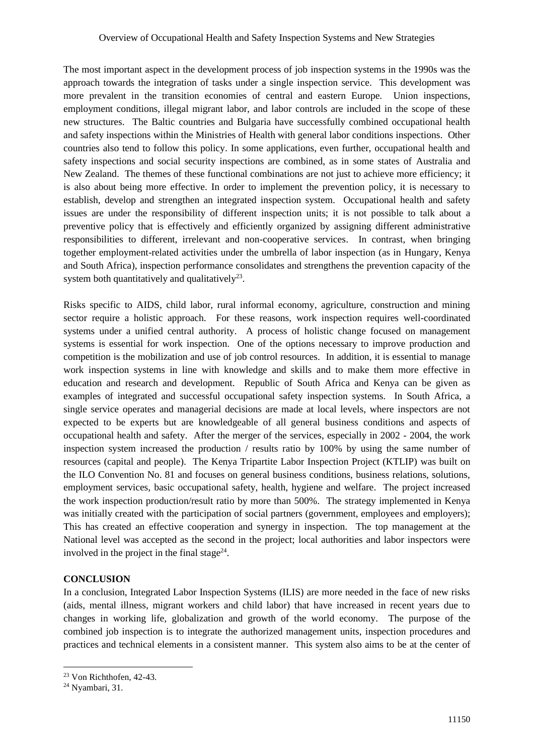The most important aspect in the development process of job inspection systems in the 1990s was the approach towards the integration of tasks under a single inspection service. This development was more prevalent in the transition economies of central and eastern Europe. Union inspections, employment conditions, illegal migrant labor, and labor controls are included in the scope of these new structures. The Baltic countries and Bulgaria have successfully combined occupational health and safety inspections within the Ministries of Health with general labor conditions inspections. Other countries also tend to follow this policy. In some applications, even further, occupational health and safety inspections and social security inspections are combined, as in some states of Australia and New Zealand. The themes of these functional combinations are not just to achieve more efficiency; it is also about being more effective. In order to implement the prevention policy, it is necessary to establish, develop and strengthen an integrated inspection system. Occupational health and safety issues are under the responsibility of different inspection units; it is not possible to talk about a preventive policy that is effectively and efficiently organized by assigning different administrative responsibilities to different, irrelevant and non-cooperative services. In contrast, when bringing together employment-related activities under the umbrella of labor inspection (as in Hungary, Kenya and South Africa), inspection performance consolidates and strengthens the prevention capacity of the system both quantitatively and qualitatively[23].

Risks specific to AIDS, child labor, rural informal economy, agriculture, construction and mining sector require a holistic approach. For these reasons, work inspection requires well-coordinated systems under a unified central authority. A process of holistic change focused on management systems is essential for work inspection. One of the options necessary to improve production and competition is the mobilization and use of job control resources. In addition, it is essential to manage work inspection systems in line with knowledge and skills and to make them more effective in education and research and development. Republic of South Africa and Kenya can be given as examples of integrated and successful occupational safety inspection systems. In South Africa, a single service operates and managerial decisions are made at local levels, where inspectors are not expected to be experts but are knowledgeable of all general business conditions and aspects of occupational health and safety. After the merger of the services, especially in 2002 - 2004, the work inspection system increased the production / results ratio by 100% by using the same number of resources (capital and people). The Kenya Tripartite Labor Inspection Project (KTLIP) was built on the ILO Convention No. 81 and focuses on general business conditions, business relations, solutions, employment services, basic occupational safety, health, hygiene and welfare. The project increased the work inspection production/result ratio by more than 500%. The strategy implemented in Kenya was initially created with the participation of social partners (government, employees and employers); This has created an effective cooperation and synergy in inspection. The top management at the National level was accepted as the second in the project; local authorities and labor inspectors were involved in the project in the final stage[24].

**CONCLUSION**

In a conclusion, Integrated Labor Inspection Systems (ILIS) are more needed in the face of new risks (aids, mental illness, migrant workers and child labor) that have increased in recent years due to changes in working life, globalization and growth of the world economy. The purpose of the combined job inspection is to integrate the authorized management units, inspection procedures and practices and technical elements in a consistent manner. This system also aims to be at the center of

---

[23] Von Richthofen, 42-43.

[24] Nyambari, 31.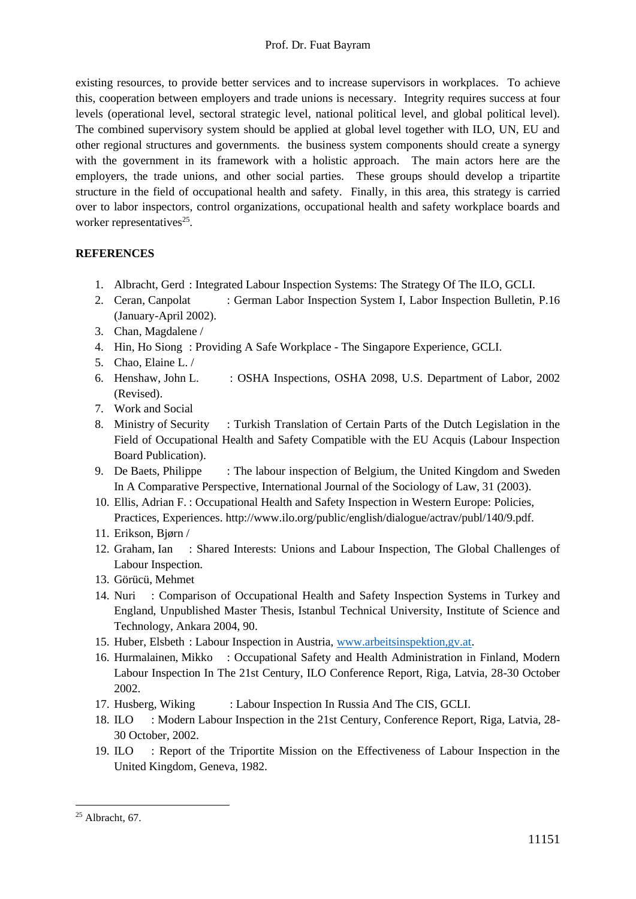existing resources, to provide better services and to increase supervisors in workplaces. To achieve this, cooperation between employers and trade unions is necessary. Integrity requires success at four levels (operational level, sectoral strategic level, national political level, and global political level). The combined supervisory system should be applied at global level together with ILO, UN, EU and other regional structures and governments. the business system components should create a synergy with the government in its framework with a holistic approach. The main actors here are the employers, the trade unions, and other social parties. These groups should develop a tripartite structure in the field of occupational health and safety. Finally, in this area, this strategy is carried over to labor inspectors, control organizations, occupational health and safety workplace boards and worker representatives[25].

**REFERENCES**

1. Albracht, Gerd : Integrated Labour Inspection Systems: The Strategy Of The ILO, GCLI.
2. Ceran, Canpolat : German Labor Inspection System I, Labor Inspection Bulletin, P.16 (January-April 2002).
3. Chan, Magdalene /
4. Hin, Ho Siong : Providing A Safe Workplace - The Singapore Experience, GCLI.
5. Chao, Elaine L. /
6. Henshaw, John L. : OSHA Inspections, OSHA 2098, U.S. Department of Labor, 2002 (Revised).
7. Work and Social
8. Ministry of Security : Turkish Translation of Certain Parts of the Dutch Legislation in the Field of Occupational Health and Safety Compatible with the EU Acquis (Labour Inspection Board Publication).
9. De Baets, Philippe : The labour inspection of Belgium, the United Kingdom and Sweden In A Comparative Perspective, International Journal of the Sociology of Law, 31 (2003).
10. Ellis, Adrian F. : Occupational Health and Safety Inspection in Western Europe: Policies, Practices, Experiences. http://www.ilo.org/public/english/dialogue/actrav/publ/140/9.pdf.
11. Erikson, Bjørn /
12. Graham, Ian : Shared Interests: Unions and Labour Inspection, The Global Challenges of Labour Inspection.
13. Görücü, Mehmet
14. Nuri : Comparison of Occupational Health and Safety Inspection Systems in Turkey and England, Unpublished Master Thesis, Istanbul Technical University, Institute of Science and Technology, Ankara 2004, 90.
15. Huber, Elsbeth : Labour Inspection in Austria, www.arbeitsinspektion,gv.at.
16. Hurmalainen, Mikko : Occupational Safety and Health Administration in Finland, Modern Labour Inspection In The 21st Century, ILO Conference Report, Riga, Latvia, 28-30 October 2002.
17. Husberg, Wiking : Labour Inspection In Russia And The CIS, GCLI.
18. ILO : Modern Labour Inspection in the 21st Century, Conference Report, Riga, Latvia, 28-30 October, 2002.
19. ILO : Report of the Triportite Mission on the Effectiveness of Labour Inspection in the United Kingdom, Geneva, 1982.

[25] Albracht, 67.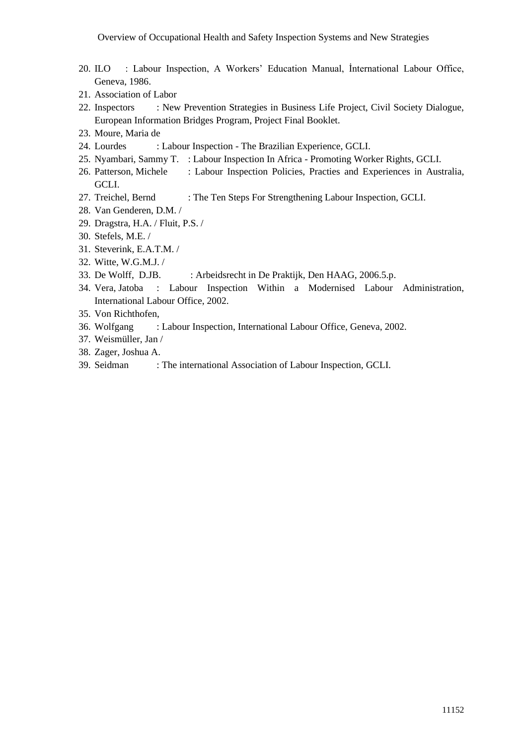20. ILO : Labour Inspection, A Workers' Education Manual, İnternational Labour Office, Geneva, 1986.
21. Association of Labor
22. Inspectors : New Prevention Strategies in Business Life Project, Civil Society Dialogue, European Information Bridges Program, Project Final Booklet.
23. Moure, Maria de
24. Lourdes : Labour Inspection - The Brazilian Experience, GCLI.
25. Nyambari, Sammy T. : Labour Inspection In Africa - Promoting Worker Rights, GCLI.
26. Patterson, Michele : Labour Inspection Policies, Practies and Experiences in Australia, GCLI.
27. Treichel, Bernd : The Ten Steps For Strengthening Labour Inspection, GCLI.
28. Van Genderen, D.M. /
29. Dragstra, H.A. / Fluit, P.S. /
30. Stefels, M.E. /
31. Steverink, E.A.T.M. /
32. Witte, W.G.M.J. /
33. De Wolff, D.JB. : Arbeidsrecht in De Praktijk, Den HAAG, 2006.5.p.
34. Vera, Jatoba : Labour Inspection Within a Modernised Labour Administration, International Labour Office, 2002.
35. Von Richthofen,
36. Wolfgang : Labour Inspection, International Labour Office, Geneva, 2002.
37. Weismüller, Jan /
38. Zager, Joshua A.
39. Seidman : The international Association of Labour Inspection, GCLI.